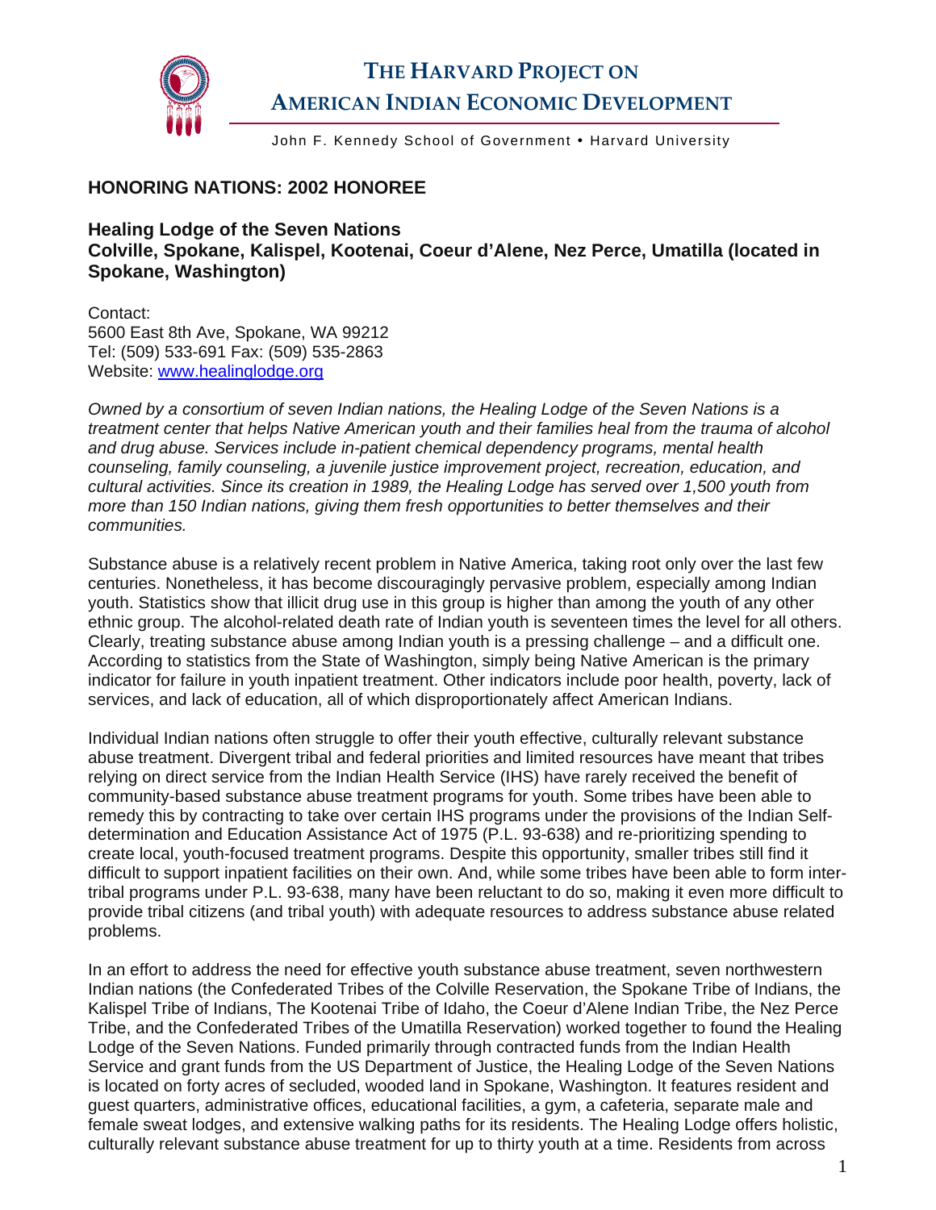# THE HARVARD PROJECT ON AMERICAN INDIAN ECONOMIC DEVELOPMENT

John F. Kennedy School of Government • Harvard University

## HONORING NATIONS: 2002 HONOREE

### Healing Lodge of the Seven Nations
### Colville, Spokane, Kalispel, Kootenai, Coeur d'Alene, Nez Perce, Umatilla (located in Spokane, Washington)

Contact:
5600 East 8th Ave, Spokane, WA 99212
Tel: (509) 533-691 Fax: (509) 535-2863
Website: www.healinglodge.org

*Owned by a consortium of seven Indian nations, the Healing Lodge of the Seven Nations is a treatment center that helps Native American youth and their families heal from the trauma of alcohol and drug abuse. Services include in-patient chemical dependency programs, mental health counseling, family counseling, a juvenile justice improvement project, recreation, education, and cultural activities. Since its creation in 1989, the Healing Lodge has served over 1,500 youth from more than 150 Indian nations, giving them fresh opportunities to better themselves and their communities.*

Substance abuse is a relatively recent problem in Native America, taking root only over the last few centuries. Nonetheless, it has become discouragingly pervasive problem, especially among Indian youth. Statistics show that illicit drug use in this group is higher than among the youth of any other ethnic group. The alcohol-related death rate of Indian youth is seventeen times the level for all others. Clearly, treating substance abuse among Indian youth is a pressing challenge – and a difficult one. According to statistics from the State of Washington, simply being Native American is the primary indicator for failure in youth inpatient treatment. Other indicators include poor health, poverty, lack of services, and lack of education, all of which disproportionately affect American Indians.

Individual Indian nations often struggle to offer their youth effective, culturally relevant substance abuse treatment. Divergent tribal and federal priorities and limited resources have meant that tribes relying on direct service from the Indian Health Service (IHS) have rarely received the benefit of community-based substance abuse treatment programs for youth. Some tribes have been able to remedy this by contracting to take over certain IHS programs under the provisions of the Indian Self-determination and Education Assistance Act of 1975 (P.L. 93-638) and re-prioritizing spending to create local, youth-focused treatment programs. Despite this opportunity, smaller tribes still find it difficult to support inpatient facilities on their own. And, while some tribes have been able to form inter-tribal programs under P.L. 93-638, many have been reluctant to do so, making it even more difficult to provide tribal citizens (and tribal youth) with adequate resources to address substance abuse related problems.

In an effort to address the need for effective youth substance abuse treatment, seven northwestern Indian nations (the Confederated Tribes of the Colville Reservation, the Spokane Tribe of Indians, the Kalispel Tribe of Indians, The Kootenai Tribe of Idaho, the Coeur d'Alene Indian Tribe, the Nez Perce Tribe, and the Confederated Tribes of the Umatilla Reservation) worked together to found the Healing Lodge of the Seven Nations. Funded primarily through contracted funds from the Indian Health Service and grant funds from the US Department of Justice, the Healing Lodge of the Seven Nations is located on forty acres of secluded, wooded land in Spokane, Washington. It features resident and guest quarters, administrative offices, educational facilities, a gym, a cafeteria, separate male and female sweat lodges, and extensive walking paths for its residents. The Healing Lodge offers holistic, culturally relevant substance abuse treatment for up to thirty youth at a time. Residents from across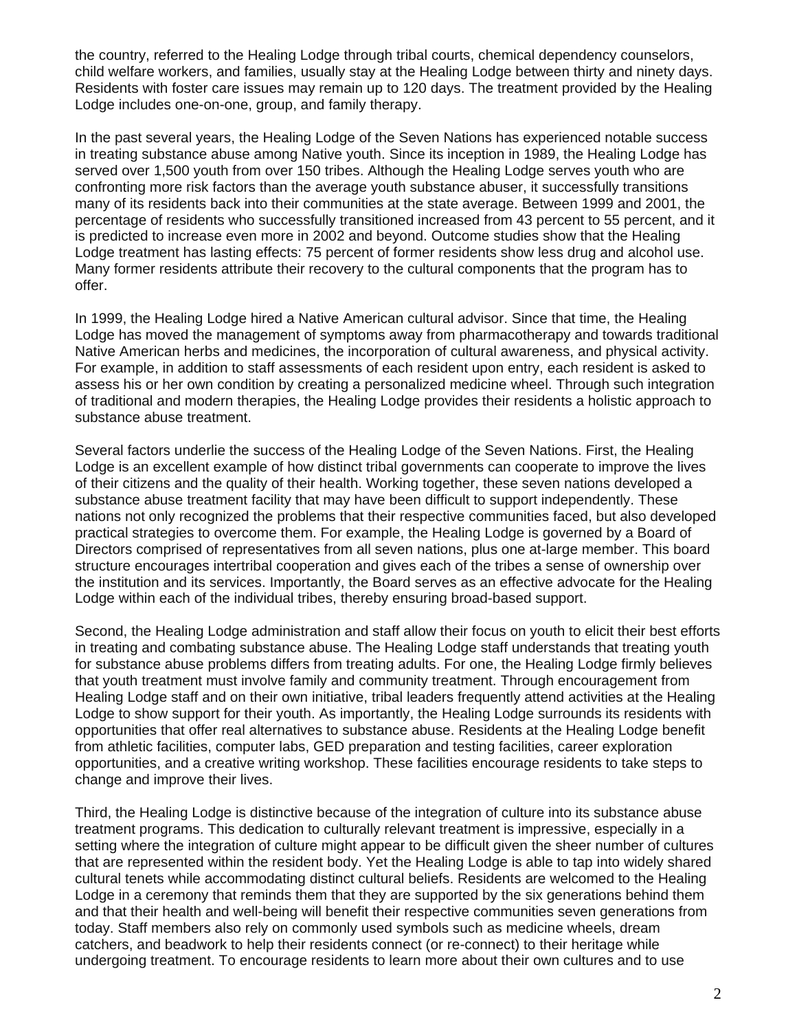the country, referred to the Healing Lodge through tribal courts, chemical dependency counselors, child welfare workers, and families, usually stay at the Healing Lodge between thirty and ninety days. Residents with foster care issues may remain up to 120 days. The treatment provided by the Healing Lodge includes one-on-one, group, and family therapy.

In the past several years, the Healing Lodge of the Seven Nations has experienced notable success in treating substance abuse among Native youth. Since its inception in 1989, the Healing Lodge has served over 1,500 youth from over 150 tribes. Although the Healing Lodge serves youth who are confronting more risk factors than the average youth substance abuser, it successfully transitions many of its residents back into their communities at the state average. Between 1999 and 2001, the percentage of residents who successfully transitioned increased from 43 percent to 55 percent, and it is predicted to increase even more in 2002 and beyond. Outcome studies show that the Healing Lodge treatment has lasting effects: 75 percent of former residents show less drug and alcohol use. Many former residents attribute their recovery to the cultural components that the program has to offer.

In 1999, the Healing Lodge hired a Native American cultural advisor. Since that time, the Healing Lodge has moved the management of symptoms away from pharmacotherapy and towards traditional Native American herbs and medicines, the incorporation of cultural awareness, and physical activity. For example, in addition to staff assessments of each resident upon entry, each resident is asked to assess his or her own condition by creating a personalized medicine wheel. Through such integration of traditional and modern therapies, the Healing Lodge provides their residents a holistic approach to substance abuse treatment.

Several factors underlie the success of the Healing Lodge of the Seven Nations. First, the Healing Lodge is an excellent example of how distinct tribal governments can cooperate to improve the lives of their citizens and the quality of their health. Working together, these seven nations developed a substance abuse treatment facility that may have been difficult to support independently. These nations not only recognized the problems that their respective communities faced, but also developed practical strategies to overcome them. For example, the Healing Lodge is governed by a Board of Directors comprised of representatives from all seven nations, plus one at-large member. This board structure encourages intertribal cooperation and gives each of the tribes a sense of ownership over the institution and its services. Importantly, the Board serves as an effective advocate for the Healing Lodge within each of the individual tribes, thereby ensuring broad-based support.

Second, the Healing Lodge administration and staff allow their focus on youth to elicit their best efforts in treating and combating substance abuse. The Healing Lodge staff understands that treating youth for substance abuse problems differs from treating adults. For one, the Healing Lodge firmly believes that youth treatment must involve family and community treatment. Through encouragement from Healing Lodge staff and on their own initiative, tribal leaders frequently attend activities at the Healing Lodge to show support for their youth. As importantly, the Healing Lodge surrounds its residents with opportunities that offer real alternatives to substance abuse. Residents at the Healing Lodge benefit from athletic facilities, computer labs, GED preparation and testing facilities, career exploration opportunities, and a creative writing workshop. These facilities encourage residents to take steps to change and improve their lives.

Third, the Healing Lodge is distinctive because of the integration of culture into its substance abuse treatment programs. This dedication to culturally relevant treatment is impressive, especially in a setting where the integration of culture might appear to be difficult given the sheer number of cultures that are represented within the resident body. Yet the Healing Lodge is able to tap into widely shared cultural tenets while accommodating distinct cultural beliefs. Residents are welcomed to the Healing Lodge in a ceremony that reminds them that they are supported by the six generations behind them and that their health and well-being will benefit their respective communities seven generations from today. Staff members also rely on commonly used symbols such as medicine wheels, dream catchers, and beadwork to help their residents connect (or re-connect) to their heritage while undergoing treatment. To encourage residents to learn more about their own cultures and to use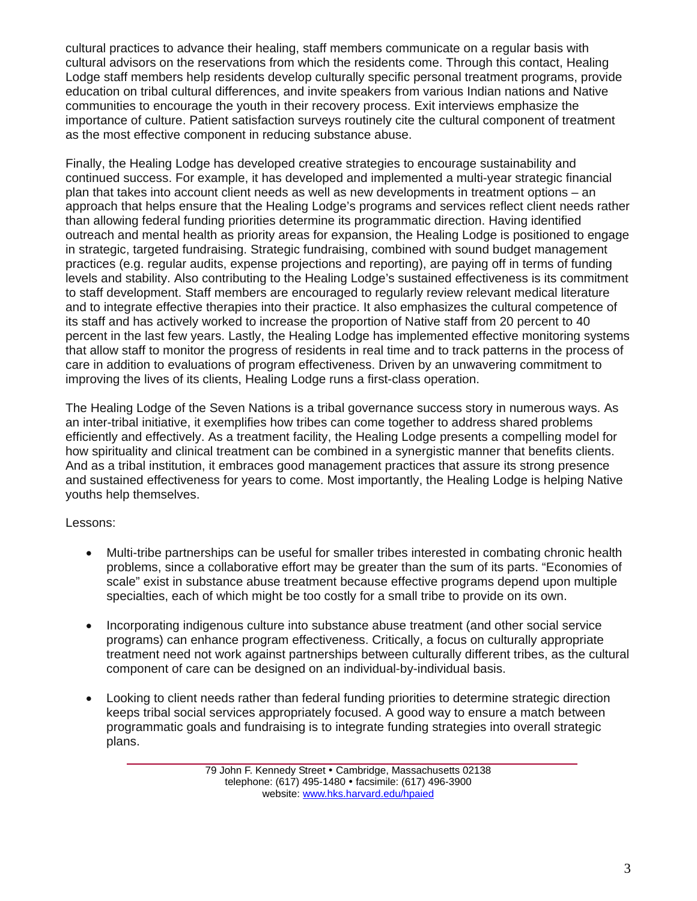cultural practices to advance their healing, staff members communicate on a regular basis with cultural advisors on the reservations from which the residents come. Through this contact, Healing Lodge staff members help residents develop culturally specific personal treatment programs, provide education on tribal cultural differences, and invite speakers from various Indian nations and Native communities to encourage the youth in their recovery process. Exit interviews emphasize the importance of culture. Patient satisfaction surveys routinely cite the cultural component of treatment as the most effective component in reducing substance abuse.

Finally, the Healing Lodge has developed creative strategies to encourage sustainability and continued success. For example, it has developed and implemented a multi-year strategic financial plan that takes into account client needs as well as new developments in treatment options – an approach that helps ensure that the Healing Lodge's programs and services reflect client needs rather than allowing federal funding priorities determine its programmatic direction. Having identified outreach and mental health as priority areas for expansion, the Healing Lodge is positioned to engage in strategic, targeted fundraising. Strategic fundraising, combined with sound budget management practices (e.g. regular audits, expense projections and reporting), are paying off in terms of funding levels and stability. Also contributing to the Healing Lodge's sustained effectiveness is its commitment to staff development. Staff members are encouraged to regularly review relevant medical literature and to integrate effective therapies into their practice. It also emphasizes the cultural competence of its staff and has actively worked to increase the proportion of Native staff from 20 percent to 40 percent in the last few years. Lastly, the Healing Lodge has implemented effective monitoring systems that allow staff to monitor the progress of residents in real time and to track patterns in the process of care in addition to evaluations of program effectiveness. Driven by an unwavering commitment to improving the lives of its clients, Healing Lodge runs a first-class operation.

The Healing Lodge of the Seven Nations is a tribal governance success story in numerous ways. As an inter-tribal initiative, it exemplifies how tribes can come together to address shared problems efficiently and effectively. As a treatment facility, the Healing Lodge presents a compelling model for how spirituality and clinical treatment can be combined in a synergistic manner that benefits clients. And as a tribal institution, it embraces good management practices that assure its strong presence and sustained effectiveness for years to come. Most importantly, the Healing Lodge is helping Native youths help themselves.

Lessons:

- Multi-tribe partnerships can be useful for smaller tribes interested in combating chronic health problems, since a collaborative effort may be greater than the sum of its parts. "Economies of scale" exist in substance abuse treatment because effective programs depend upon multiple specialties, each of which might be too costly for a small tribe to provide on its own.

- Incorporating indigenous culture into substance abuse treatment (and other social service programs) can enhance program effectiveness. Critically, a focus on culturally appropriate treatment need not work against partnerships between culturally different tribes, as the cultural component of care can be designed on an individual-by-individual basis.

- Looking to client needs rather than federal funding priorities to determine strategic direction keeps tribal social services appropriately focused. A good way to ensure a match between programmatic goals and fundraising is to integrate funding strategies into overall strategic plans.